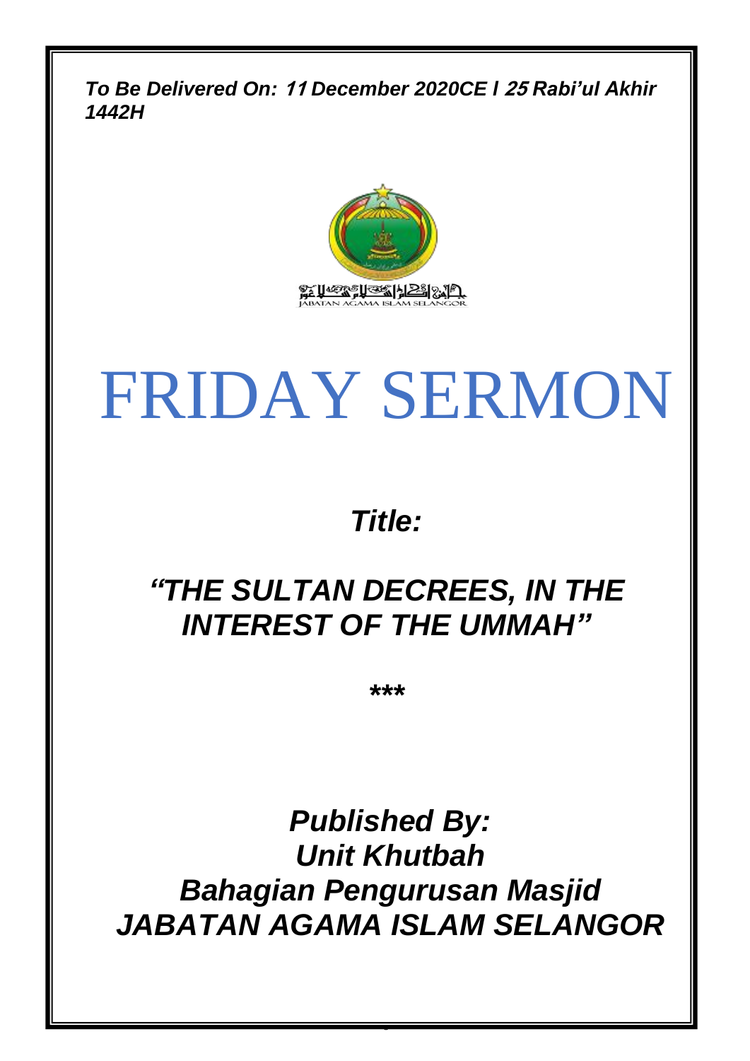***To Be Delivered On: 11 December 2020CE I 25 Rabi'ul Akhir 1442H***

JABATAN AGAMA ISLAM SELANGOR

# FRIDAY SERMON

***Title:***

## ***"THE SULTAN DECREES, IN THE INTEREST OF THE UMMAH"***

*****

***Published By:***
***Unit Khutbah***
***Bahagian Pengurusan Masjid***
***JABATAN AGAMA ISLAM SELANGOR***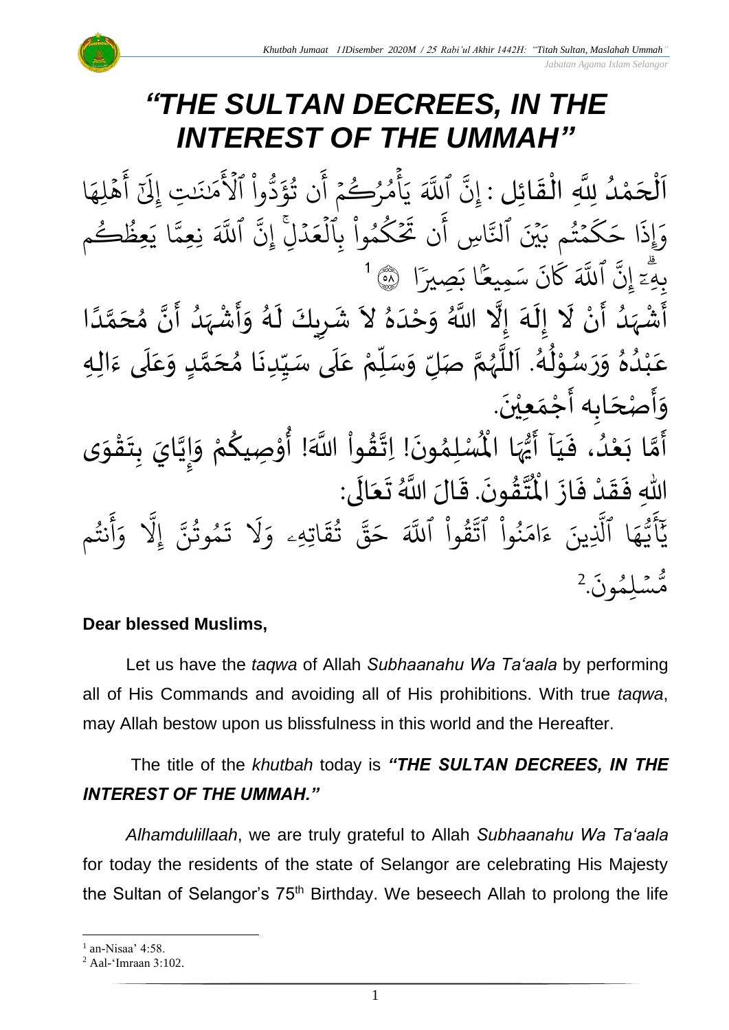# *"THE SULTAN DECREES, IN THE INTEREST OF THE UMMAH"*

اَلْحَمْدُ لِلَّهِ الْقَائِل : إِنَّ ٱللَّهَ يَأْمُرُكُمْ أَن تُؤَدُّواْ ٱلْأَمَٰنَٰتِ إِلَىٰٓ أَهْلِهَا وَإِذَا حَكَمْتُم بَيْنَ ٱلنَّاسِ أَن تَحْكُمُواْ بِٱلْعَدْلِۚ إِنَّ ٱللَّهَ نِعِمَّا يَعِظُكُم بِهِۦٓۗ إِنَّ ٱللَّهَ كَانَ سَمِيعًۢا بَصِيرًا ﴿٥٨﴾[1]

أَشْهَدُ أَنْ لَا إِلَهَ إِلَّا اللَّهُ وَحْدَهُ لاَ شَرِيكَ لَهُ وَأَشْهَدُ أَنَّ مُحَمَّدًا عَبْدُهُ وَرَسُوْلُهُ. اَللَّهُمَّ صَلِّ وَسَلِّمْ عَلَى سَيِّدِنَا مُحَمَّدٍ وَعَلَى ءَالِهِ وَأَصْحَابِه أَجْمَعِيْنَ.

أَمَّا بَعْدُ، فَيَآ أَيُّهَا الْمُسْلِمُونَ! اِتَّقُواْ اللَّهَ! أُوْصِيكُمْ وَإِيَّايَ بِتَقْوَى اللهِ فَقَدْ فَازَ الْمُتَّقُونَ. قَالَ اللَّهُ تَعَالَى:

يَٰٓأَيُّهَا ٱلَّذِينَ ءَامَنُواْ ٱتَّقُواْ ٱللَّهَ حَقَّ تُقَاتِهِۦ وَلَا تَمُوتُنَّ إِلَّا وَأَنتُم مُّسْلِمُونَ.[2]

**Dear blessed Muslims,**

Let us have the *taqwa* of Allah *Subhaanahu Wa Ta'aala* by performing all of His Commands and avoiding all of His prohibitions. With true *taqwa*, may Allah bestow upon us blissfulness in this world and the Hereafter.

The title of the *khutbah* today is ***"THE SULTAN DECREES, IN THE INTEREST OF THE UMMAH."***

*Alhamdulillaah*, we are truly grateful to Allah *Subhaanahu Wa Ta'aala* for today the residents of the state of Selangor are celebrating His Majesty the Sultan of Selangor's 75th Birthday. We beseech Allah to prolong the life

[1] an-Nisaa' 4:58.

[2] Aal-'Imraan 3:102.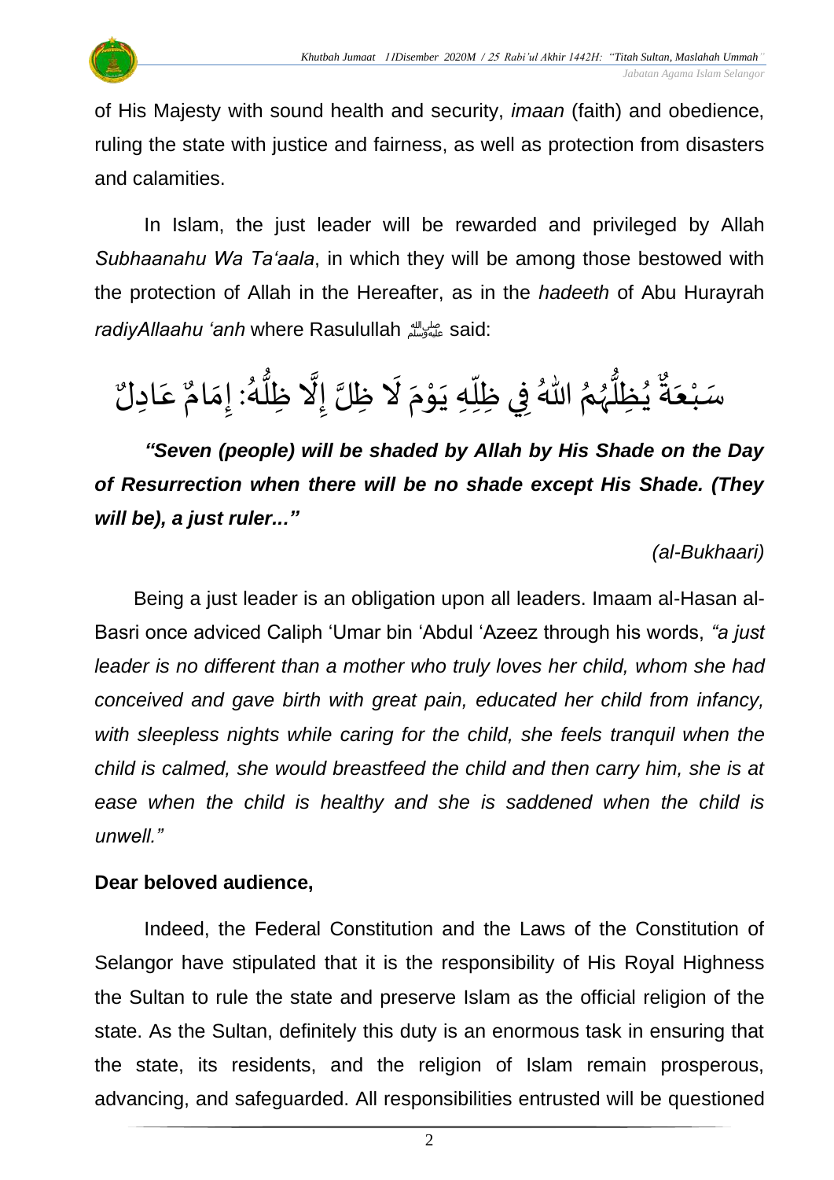of His Majesty with sound health and security, *imaan* (faith) and obedience, ruling the state with justice and fairness, as well as protection from disasters and calamities.

In Islam, the just leader will be rewarded and privileged by Allah *Subhaanahu Wa Ta'aala*, in which they will be among those bestowed with the protection of Allah in the Hereafter, as in the *hadeeth* of Abu Hurayrah *radiyAllaahu 'anh* where Rasulullah ﷺ said:

سَبْعَةٌ يُظِلُّهُمُ اللهُ فِي ظِلِّهِ يَوْمَ لَا ظِلَّ إِلَّا ظِلُّهُ: إِمَامٌ عَادِلٌ

***"Seven (people) will be shaded by Allah by His Shade on the Day of Resurrection when there will be no shade except His Shade. (They will be), a just ruler..."***

*(al-Bukhaari)*

Being a just leader is an obligation upon all leaders. Imaam al-Hasan al-Basri once adviced Caliph 'Umar bin 'Abdul 'Azeez through his words, *"a just leader is no different than a mother who truly loves her child, whom she had conceived and gave birth with great pain, educated her child from infancy, with sleepless nights while caring for the child, she feels tranquil when the child is calmed, she would breastfeed the child and then carry him, she is at ease when the child is healthy and she is saddened when the child is unwell."*

**Dear beloved audience,**

Indeed, the Federal Constitution and the Laws of the Constitution of Selangor have stipulated that it is the responsibility of His Royal Highness the Sultan to rule the state and preserve Islam as the official religion of the state. As the Sultan, definitely this duty is an enormous task in ensuring that the state, its residents, and the religion of Islam remain prosperous, advancing, and safeguarded. All responsibilities entrusted will be questioned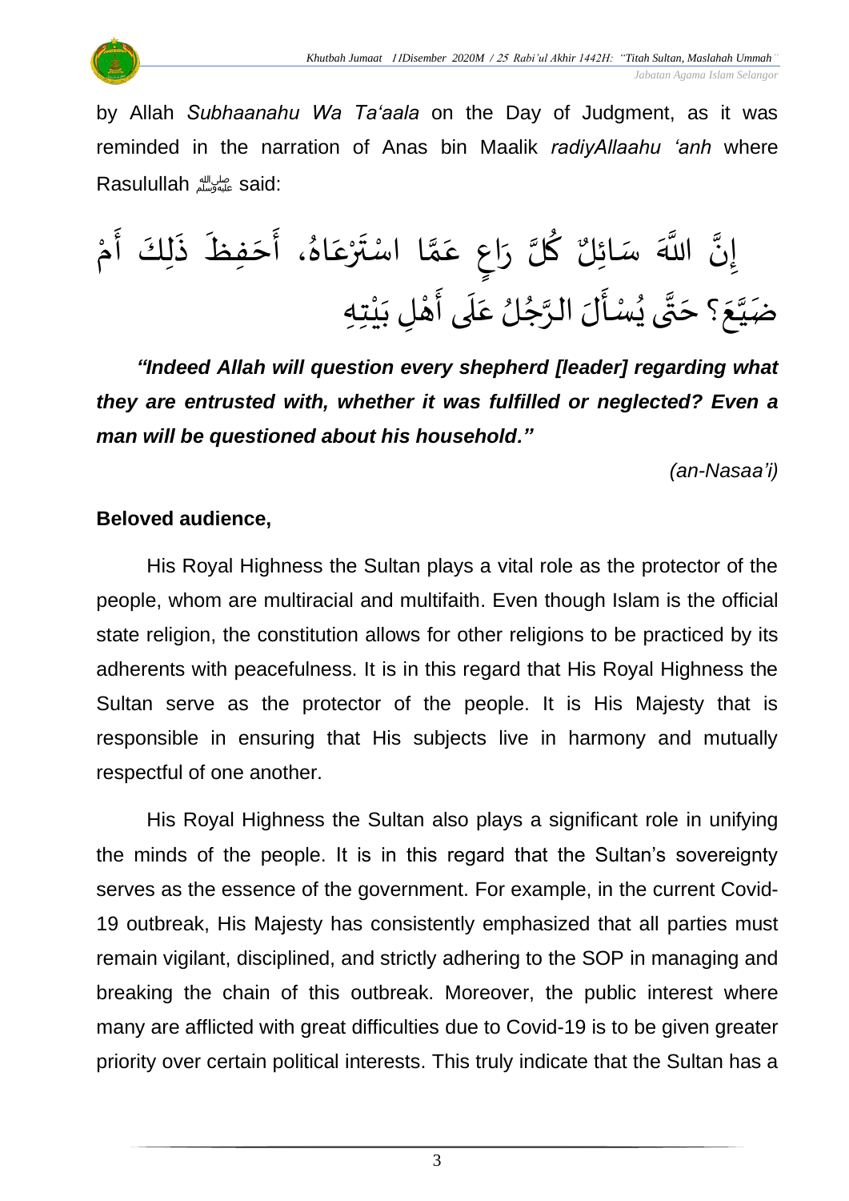by Allah *Subhaanahu Wa Ta'aala* on the Day of Judgment, as it was reminded in the narration of Anas bin Maalik *radiyAllaahu 'anh* where Rasulullah ﷺ said:

إِنَّ اللَّهَ سَائِلٌ كُلَّ رَاعٍ عَمَّا اسْتَرْعَاهُ، أَحَفِظَ ذَلِكَ أَمْ ضَيَّعَ؟ حَتَّى يُسْأَلَ الرَّجُلُ عَلَى أَهْلِ بَيْتِهِ

***"Indeed Allah will question every shepherd [leader] regarding what they are entrusted with, whether it was fulfilled or neglected? Even a man will be questioned about his household."***

*(an-Nasaa'i)*

**Beloved audience,**

His Royal Highness the Sultan plays a vital role as the protector of the people, whom are multiracial and multifaith. Even though Islam is the official state religion, the constitution allows for other religions to be practiced by its adherents with peacefulness. It is in this regard that His Royal Highness the Sultan serve as the protector of the people. It is His Majesty that is responsible in ensuring that His subjects live in harmony and mutually respectful of one another.

His Royal Highness the Sultan also plays a significant role in unifying the minds of the people. It is in this regard that the Sultan's sovereignty serves as the essence of the government. For example, in the current Covid-19 outbreak, His Majesty has consistently emphasized that all parties must remain vigilant, disciplined, and strictly adhering to the SOP in managing and breaking the chain of this outbreak. Moreover, the public interest where many are afflicted with great difficulties due to Covid-19 is to be given greater priority over certain political interests. This truly indicate that the Sultan has a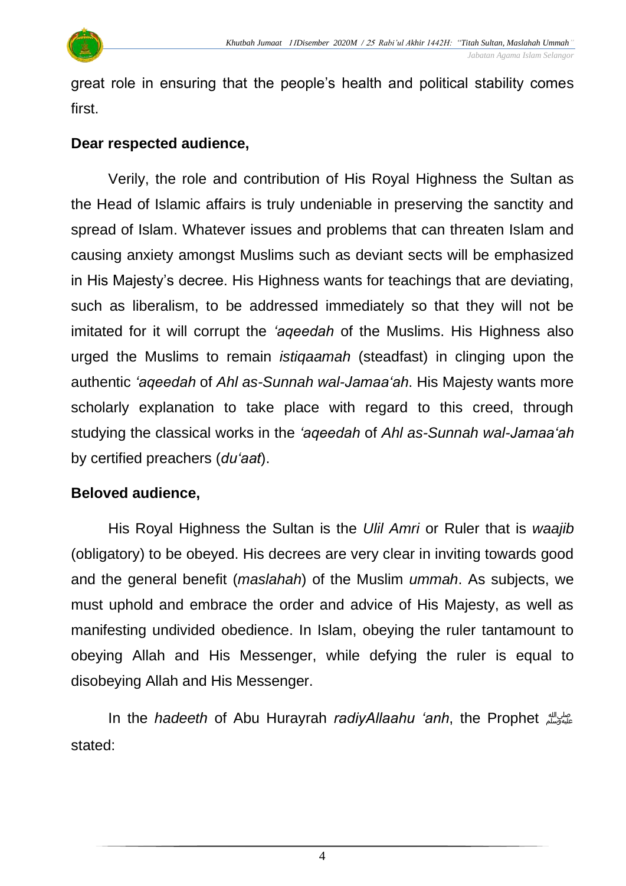great role in ensuring that the people's health and political stability comes first.

**Dear respected audience,**

Verily, the role and contribution of His Royal Highness the Sultan as the Head of Islamic affairs is truly undeniable in preserving the sanctity and spread of Islam. Whatever issues and problems that can threaten Islam and causing anxiety amongst Muslims such as deviant sects will be emphasized in His Majesty's decree. His Highness wants for teachings that are deviating, such as liberalism, to be addressed immediately so that they will not be imitated for it will corrupt the *'aqeedah* of the Muslims. His Highness also urged the Muslims to remain *istiqaamah* (steadfast) in clinging upon the authentic *'aqeedah* of *Ahl as-Sunnah wal-Jamaa'ah*. His Majesty wants more scholarly explanation to take place with regard to this creed, through studying the classical works in the *'aqeedah* of *Ahl as-Sunnah wal-Jamaa'ah* by certified preachers (*du'aat*).

**Beloved audience,**

His Royal Highness the Sultan is the *Ulil Amri* or Ruler that is *waajib* (obligatory) to be obeyed. His decrees are very clear in inviting towards good and the general benefit (*maslahah*) of the Muslim *ummah*. As subjects, we must uphold and embrace the order and advice of His Majesty, as well as manifesting undivided obedience. In Islam, obeying the ruler tantamount to obeying Allah and His Messenger, while defying the ruler is equal to disobeying Allah and His Messenger.

In the *hadeeth* of Abu Hurayrah *radiyAllaahu 'anh*, the Prophet ﷺ stated: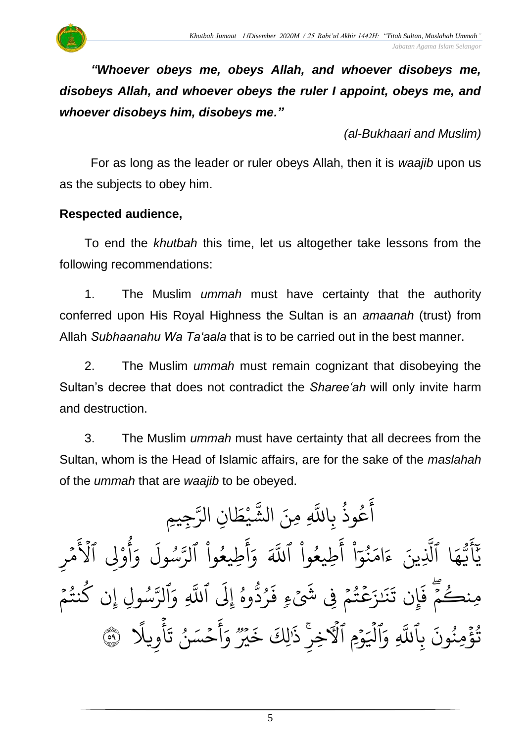*"Whoever obeys me, obeys Allah, and whoever disobeys me, disobeys Allah, and whoever obeys the ruler I appoint, obeys me, and whoever disobeys him, disobeys me."*

(al-Bukhaari and Muslim)

For as long as the leader or ruler obeys Allah, then it is *waajib* upon us as the subjects to obey him.

**Respected audience,**

To end the *khutbah* this time, let us altogether take lessons from the following recommendations:

1. The Muslim *ummah* must have certainty that the authority conferred upon His Royal Highness the Sultan is an *amaanah* (trust) from Allah *Subhaanahu Wa Ta'aala* that is to be carried out in the best manner.

2. The Muslim *ummah* must remain cognizant that disobeying the Sultan's decree that does not contradict the *Sharee'ah* will only invite harm and destruction.

3. The Muslim *ummah* must have certainty that all decrees from the Sultan, whom is the Head of Islamic affairs, are for the sake of the *maslahah* of the *ummah* that are *waajib* to be obeyed.

أَعُوذُ بِاللَّهِ مِنَ الشَّيْطَانِ الرَّجِيمِ

يَٰٓأَيُّهَا ٱلَّذِينَ ءَامَنُوٓاْ أَطِيعُواْ ٱللَّهَ وَأَطِيعُواْ ٱلرَّسُولَ وَأُوْلِي ٱلۡأَمۡرِ مِنكُمۡۖ فَإِن تَنَٰزَعۡتُمۡ فِي شَيۡءٖ فَرُدُّوهُ إِلَى ٱللَّهِ وَٱلرَّسُولِ إِن كُنتُمۡ تُؤۡمِنُونَ بِٱللَّهِ وَٱلۡيَوۡمِ ٱلۡأٓخِرِۚ ذَٰلِكَ خَيۡرٞ وَأَحۡسَنُ تَأۡوِيلًا ٥٩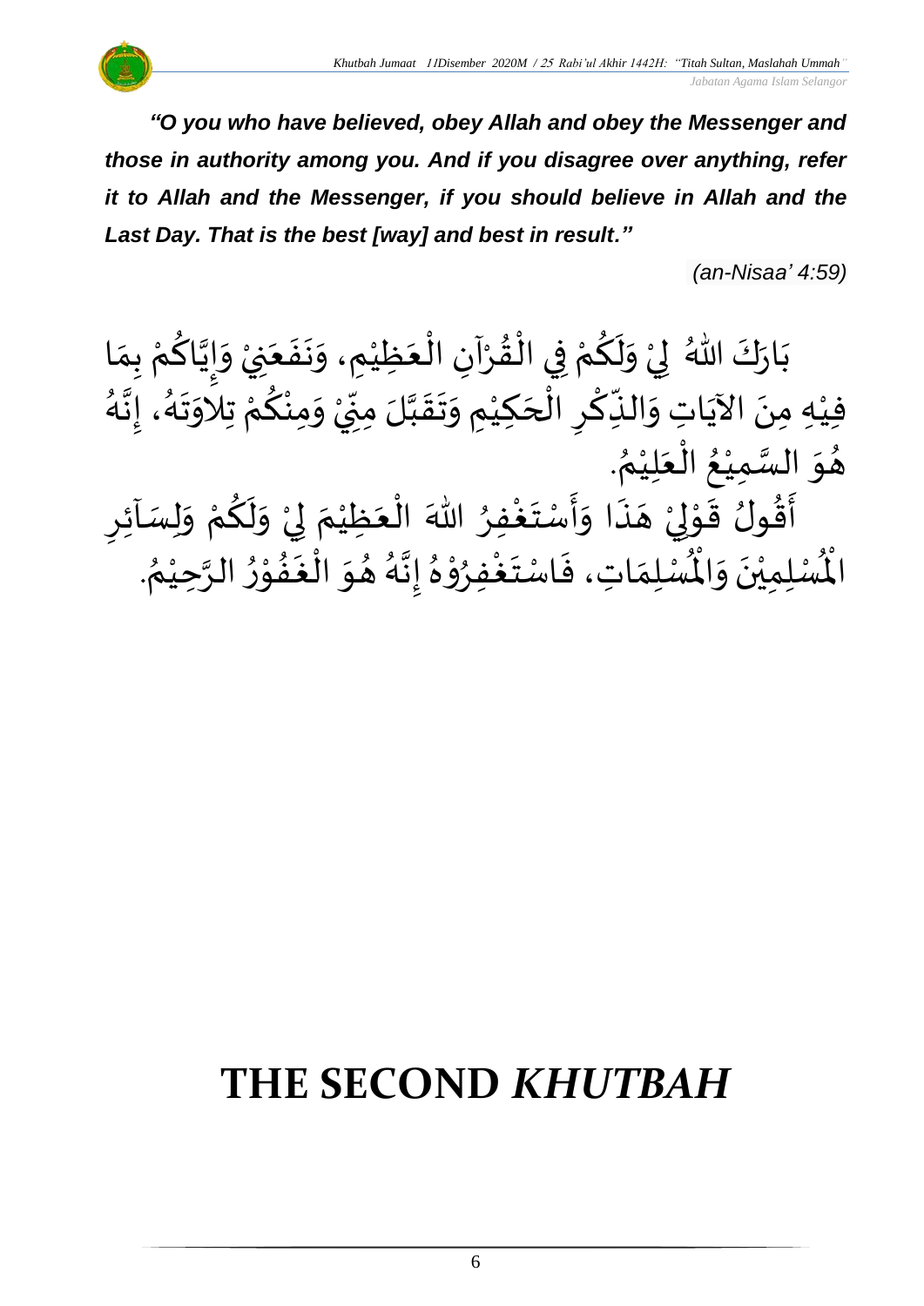***"O you who have believed, obey Allah and obey the Messenger and those in authority among you. And if you disagree over anything, refer it to Allah and the Messenger, if you should believe in Allah and the Last Day. That is the best [way] and best in result."***

*(an-Nisaa' 4:59)*

بَارَكَ اللهُ لِيْ وَلَكُمْ فِي الْقُرْآنِ الْعَظِيْمِ، وَنَفَعَنِيْ وَإِيَّاكُمْ بِمَا فِيْهِ مِنَ الآيَاتِ وَالذِّكْرِ الْحَكِيْمِ وَتَقَبَّلَ مِنِّيْ وَمِنْكُمْ تِلاَوَتَهُ، إِنَّهُ هُوَ السَّمِيْعُ الْعَلِيْمُ.

أَقُولُ قَوْلِيْ هَذَا وَأَسْتَغْفِرُ اللهَ الْعَظِيْمَ لِيْ وَلَكُمْ وَلِسَآئِرِ الْمُسْلِمِيْنَ وَالْمُسْلِمَاتِ، فَاسْتَغْفِرُوْهُ إِنَّهُ هُوَ الْغَفُوْرُ الرَّحِيْمُ.

# THE SECOND *KHUTBAH*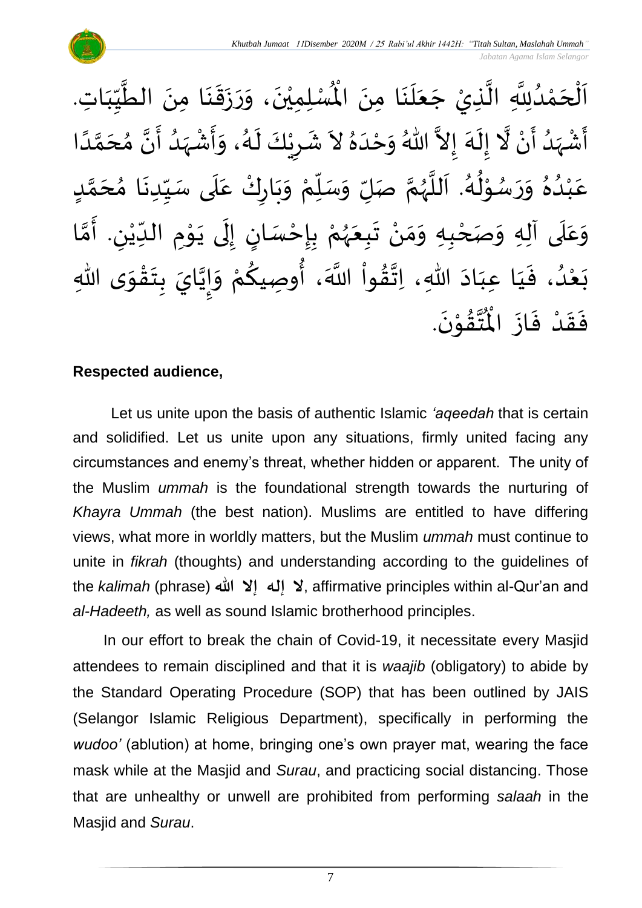اَلْحَمْدُلِلَّهِ الَّذِيْ جَعَلَنَا مِنَ الْمُسْلِمِيْنَ، وَرَزَقَنَا مِنَ الطَّيِّبَاتِ. أَشْهَدُ أَنْ لَّا إِلَهَ إِلاَّ اللهُ وَحْدَهُ لاَ شَرِيْكَ لَهُ، وَأَشْهَدُ أَنَّ مُحَمَّدًا عَبْدُهُ وَرَسُوْلُهُ. اَللَّهُمَّ صَلِّ وَسَلِّمْ وَبَارِكْ عَلَى سَيِّدِنَا مُحَمَّدٍ وَعَلَى آلِهِ وَصَحْبِهِ وَمَنْ تَبِعَهُمْ بِإِحْسَانٍ إِلَى يَوْمِ الدِّيْنِ. أَمَّا بَعْدُ، فَيَا عِبَادَ اللهِ، اِتَّقُواْ اللَّهَ، أُوصِيكُمْ وَإِيَّايَ بِتَقْوَى اللهِ فَقَدْ فَازَ الْمُتَّقُوْنَ.

**Respected audience,**

Let us unite upon the basis of authentic Islamic *'aqeedah* that is certain and solidified. Let us unite upon any situations, firmly united facing any circumstances and enemy's threat, whether hidden or apparent. The unity of the Muslim *ummah* is the foundational strength towards the nurturing of *Khayra Ummah* (the best nation). Muslims are entitled to have differing views, what more in worldly matters, but the Muslim *ummah* must continue to unite in *fikrah* (thoughts) and understanding according to the guidelines of the *kalimah* (phrase) **لا إله إلا الله**, affirmative principles within al-Qur'an and *al-Hadeeth,* as well as sound Islamic brotherhood principles.

In our effort to break the chain of Covid-19, it necessitate every Masjid attendees to remain disciplined and that it is *waajib* (obligatory) to abide by the Standard Operating Procedure (SOP) that has been outlined by JAIS (Selangor Islamic Religious Department), specifically in performing the *wudoo'* (ablution) at home, bringing one's own prayer mat, wearing the face mask while at the Masjid and *Surau*, and practicing social distancing. Those that are unhealthy or unwell are prohibited from performing *salaah* in the Masjid and *Surau*.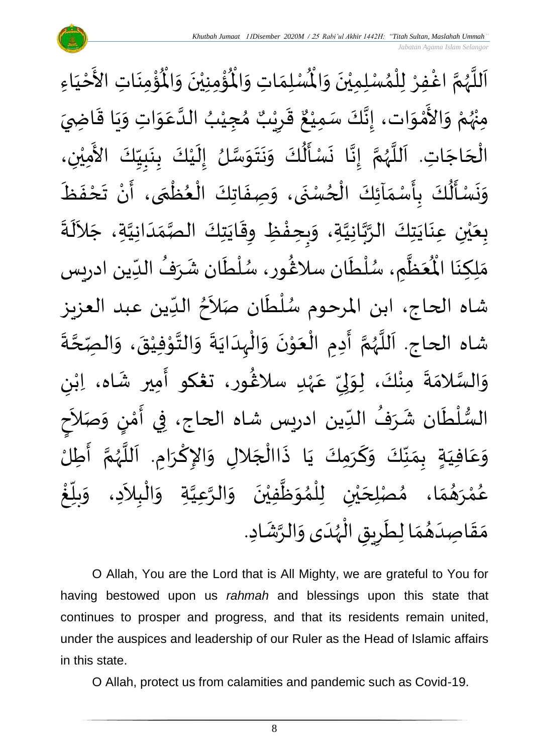اَللَّٰهُمَّ اغْفِرْ لِلْمُسْلِمِيْنَ وَالْمُسْلِمَاتِ وَالْمُؤْمِنِيْنَ وَالْمُؤْمِنَاتِ الأَحْيَاءِ مِنْهُمْ وَالأَمْوَات، إِنَّكَ سَمِيْعٌ قَرِيْبٌ مُجِيْبُ الدَّعَوَاتِ وَيَا قَاضِيَ الْحَاجَاتِ. اَللَّٰهُمَّ إِنَّا نَسْأَلُكَ وَنَتَوَسَّلُ إِلَيْكَ بِنَبِيِّكَ الأَمِيْنِ، وَنَسْأَلُكَ بِأَسْمَآئِكَ الْحُسْنَى، وَصِفَاتِكَ الْعُظْمَى، أَنْ تَحْفَظَ بِعَيْنِ عِنَايَتِكَ الرَّبَّانِيَّةِ، وَبِحِفْظِ وِقَايَتِكَ الصَّمَدَانِيَّةِ، جَلاَلَةَ مَلِكِنَا الْمُعَظَّمِ، سُلْطَان سلاڠور، سُلْطَان شَرَفُ الدِّين ادريس شاه الحاج، ابن المرحوم سُلْطَان صَلاَحُ الدِّين عبد العزيز شاه الحاج. اَللَّٰهُمَّ أَدِمِ الْعَوْنَ وَالْهِدَايَةَ وَالتَّوْفِيْقَ، وَالصِّحَّةَ وَالسَّلامَةَ مِنْكَ، لِوَلِيِّ عَهْدِ سلاڠور، تڠكو أَمِير شَاه، اِبْنِ السُّلْطَان شَرَفُ الدِّين ادريس شاه الحاج، فِي أَمْنٍ وَصَلاَحٍ وَعَافِيَةٍ بِمَنِّكَ وَكَرَمِكَ يَا ذَاالْجَلالِ وَالإِكْرَامِ. اَللَّٰهُمَّ أَطِلْ عُمْرَهُمَا، مُصْلِحَيْنِ لِلْمُوَظَّفِيْنَ وَالرَّعِيَّةِ وَالْبِلاَدِ، وَبَلِّغْ مَقَاصِدَهُمَا لِطَرِيقِ الْهُدَى وَالرَّشَادِ.

O Allah, You are the Lord that is All Mighty, we are grateful to You for having bestowed upon us *rahmah* and blessings upon this state that continues to prosper and progress, and that its residents remain united, under the auspices and leadership of our Ruler as the Head of Islamic affairs in this state.

O Allah, protect us from calamities and pandemic such as Covid-19.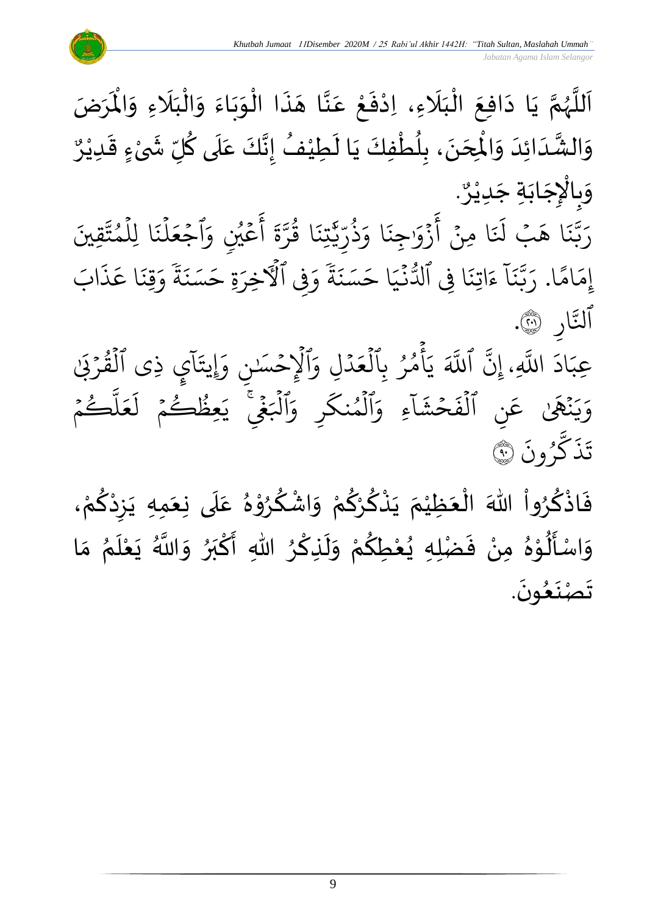اَللَّهُمَّ يَا دَافِعَ الْبَلَاءِ، اِدْفَعْ عَنَّا هَذَا الْوَبَاءَ وَالْبَلَاءِ وَالْمَرَضَ وَالشَّدَائِدَ وَالْمِحَنَ، بِلُطْفِكَ يَا لَطِيْفُ إِنَّكَ عَلَى كُلِّ شَيْءٍ قَدِيْرٌ وَبِالْإِجَابَةِ جَدِيْرٌ.

رَبَّنَا هَبۡ لَنَا مِنۡ أَزۡوَٰجِنَا وَذُرِّيَّٰتِنَا قُرَّةَ أَعۡيُنٍ وَٱجۡعَلۡنَا لِلۡمُتَّقِينَ إِمَامًا. رَبَّنَآ ءَاتِنَا فِي ٱلدُّنۡيَا حَسَنَةً وَفِي ٱلۡأٓخِرَةِ حَسَنَةً وَقِنَا عَذَابَ ٱلنَّارِ ﴿٢٠١﴾.

عِبَادَ اللَّهِ، إِنَّ ٱللَّهَ يَأۡمُرُ بِٱلۡعَدۡلِ وَٱلۡإِحۡسَٰنِ وَإِيتَآيِٕ ذِي ٱلۡقُرۡبَىٰ وَيَنۡهَىٰ عَنِ ٱلۡفَحۡشَآءِ وَٱلۡمُنكَرِ وَٱلۡبَغۡيِۚ يَعِظُكُمۡ لَعَلَّكُمۡ تَذَكَّرُونَ ﴿٩٠﴾

فَاذْكُرُواْ اللهَ الْعَظِيْمَ يَذْكُرْكُمْ وَاشْكُرُوْهُ عَلَى نِعَمِهِ يَزِدْكُمْ، وَاسْأَلُوْهُ مِنْ فَضْلِهِ يُعْطِكُمْ وَلَذِكْرُ اللهِ أَكْبَرُ وَاللَّهُ يَعْلَمُ مَا تَصْنَعُونَ.